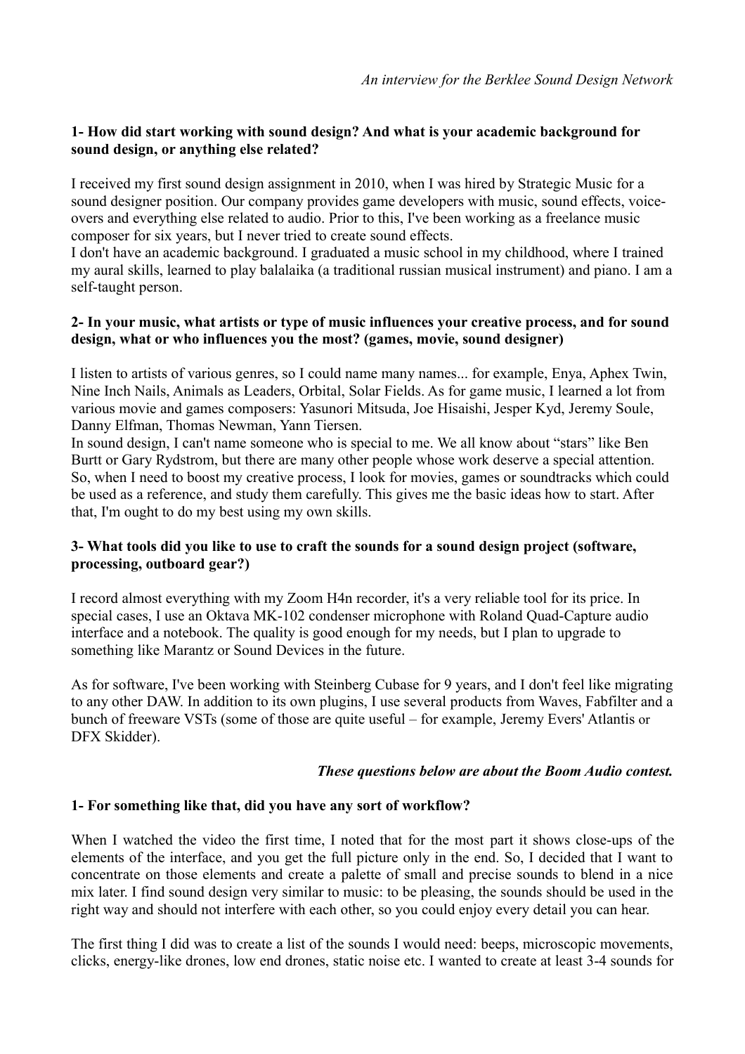*An interview for the Berklee Sound Design Network*

**1- How did start working with sound design? And what is your academic background for sound design, or anything else related?**

I received my first sound design assignment in 2010, when I was hired by Strategic Music for a sound designer position. Our company provides game developers with music, sound effects, voice-overs and everything else related to audio. Prior to this, I've been working as a freelance music composer for six years, but I never tried to create sound effects.

I don't have an academic background. I graduated a music school in my childhood, where I trained my aural skills, learned to play balalaika (a traditional russian musical instrument) and piano. I am a self-taught person.

**2- In your music, what artists or type of music influences your creative process, and for sound design, what or who influences you the most? (games, movie, sound designer)**

I listen to artists of various genres, so I could name many names... for example, Enya, Aphex Twin, Nine Inch Nails, Animals as Leaders, Orbital, Solar Fields. As for game music, I learned a lot from various movie and games composers: Yasunori Mitsuda, Joe Hisaishi, Jesper Kyd, Jeremy Soule, Danny Elfman, Thomas Newman, Yann Tiersen.

In sound design, I can't name someone who is special to me. We all know about "stars" like Ben Burtt or Gary Rydstrom, but there are many other people whose work deserve a special attention. So, when I need to boost my creative process, I look for movies, games or soundtracks which could be used as a reference, and study them carefully. This gives me the basic ideas how to start. After that, I'm ought to do my best using my own skills.

**3- What tools did you like to use to craft the sounds for a sound design project (software, processing, outboard gear?)**

I record almost everything with my Zoom H4n recorder, it's a very reliable tool for its price. In special cases, I use an Oktava MK-102 condenser microphone with Roland Quad-Capture audio interface and a notebook. The quality is good enough for my needs, but I plan to upgrade to something like Marantz or Sound Devices in the future.

As for software, I've been working with Steinberg Cubase for 9 years, and I don't feel like migrating to any other DAW. In addition to its own plugins, I use several products from Waves, Fabfilter and a bunch of freeware VSTs (some of those are quite useful – for example, Jeremy Evers' Atlantis or DFX Skidder).

***These questions below are about the Boom Audio contest.***

**1- For something like that, did you have any sort of workflow?**

When I watched the video the first time, I noted that for the most part it shows close-ups of the elements of the interface, and you get the full picture only in the end. So, I decided that I want to concentrate on those elements and create a palette of small and precise sounds to blend in a nice mix later. I find sound design very similar to music: to be pleasing, the sounds should be used in the right way and should not interfere with each other, so you could enjoy every detail you can hear.

The first thing I did was to create a list of the sounds I would need: beeps, microscopic movements, clicks, energy-like drones, low end drones, static noise etc. I wanted to create at least 3-4 sounds for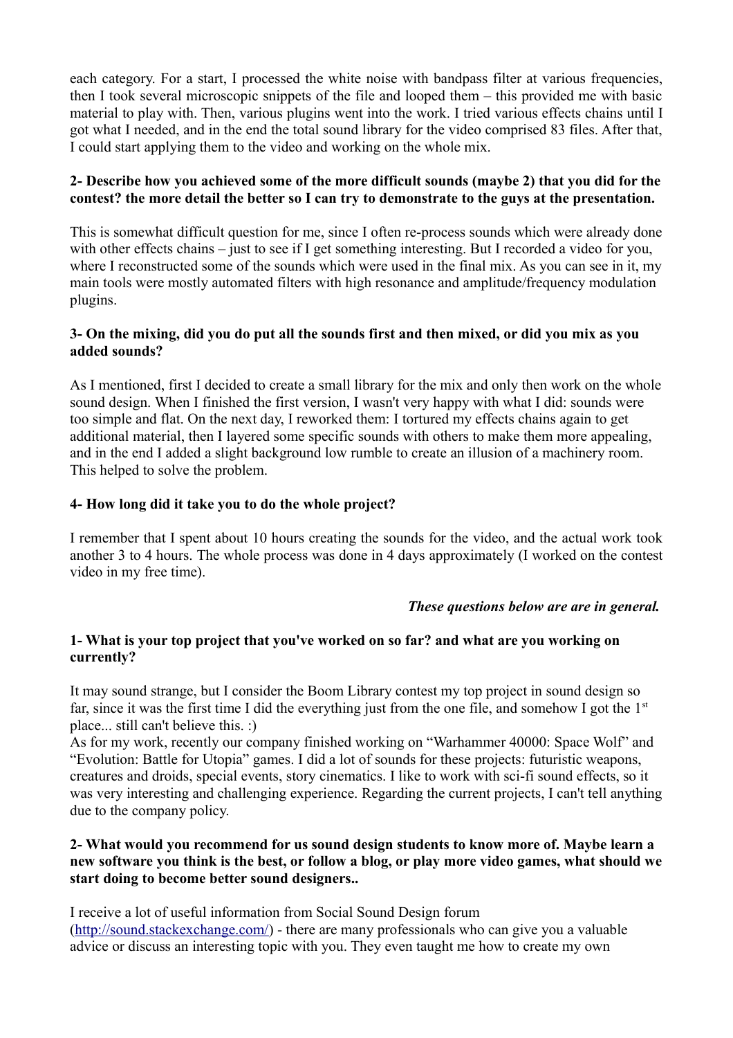each category. For a start, I processed the white noise with bandpass filter at various frequencies, then I took several microscopic snippets of the file and looped them – this provided me with basic material to play with. Then, various plugins went into the work. I tried various effects chains until I got what I needed, and in the end the total sound library for the video comprised 83 files. After that, I could start applying them to the video and working on the whole mix.

**2- Describe how you achieved some of the more difficult sounds (maybe 2) that you did for the contest? the more detail the better so I can try to demonstrate to the guys at the presentation.**

This is somewhat difficult question for me, since I often re-process sounds which were already done with other effects chains – just to see if I get something interesting. But I recorded a video for you, where I reconstructed some of the sounds which were used in the final mix. As you can see in it, my main tools were mostly automated filters with high resonance and amplitude/frequency modulation plugins.

**3- On the mixing, did you do put all the sounds first and then mixed, or did you mix as you added sounds?**

As I mentioned, first I decided to create a small library for the mix and only then work on the whole sound design. When I finished the first version, I wasn't very happy with what I did: sounds were too simple and flat. On the next day, I reworked them: I tortured my effects chains again to get additional material, then I layered some specific sounds with others to make them more appealing, and in the end I added a slight background low rumble to create an illusion of a machinery room. This helped to solve the problem.

**4- How long did it take you to do the whole project?**

I remember that I spent about 10 hours creating the sounds for the video, and the actual work took another 3 to 4 hours. The whole process was done in 4 days approximately (I worked on the contest video in my free time).

***These questions below are are in general.***

**1- What is your top project that you've worked on so far? and what are you working on currently?**

It may sound strange, but I consider the Boom Library contest my top project in sound design so far, since it was the first time I did the everything just from the one file, and somehow I got the 1st place... still can't believe this. :)

As for my work, recently our company finished working on “Warhammer 40000: Space Wolf” and “Evolution: Battle for Utopia” games. I did a lot of sounds for these projects: futuristic weapons, creatures and droids, special events, story cinematics. I like to work with sci-fi sound effects, so it was very interesting and challenging experience. Regarding the current projects, I can't tell anything due to the company policy.

**2- What would you recommend for us sound design students to know more of. Maybe learn a new software you think is the best, or follow a blog, or play more video games, what should we start doing to become better sound designers..**

I receive a lot of useful information from Social Sound Design forum (http://sound.stackexchange.com/) - there are many professionals who can give you a valuable advice or discuss an interesting topic with you. They even taught me how to create my own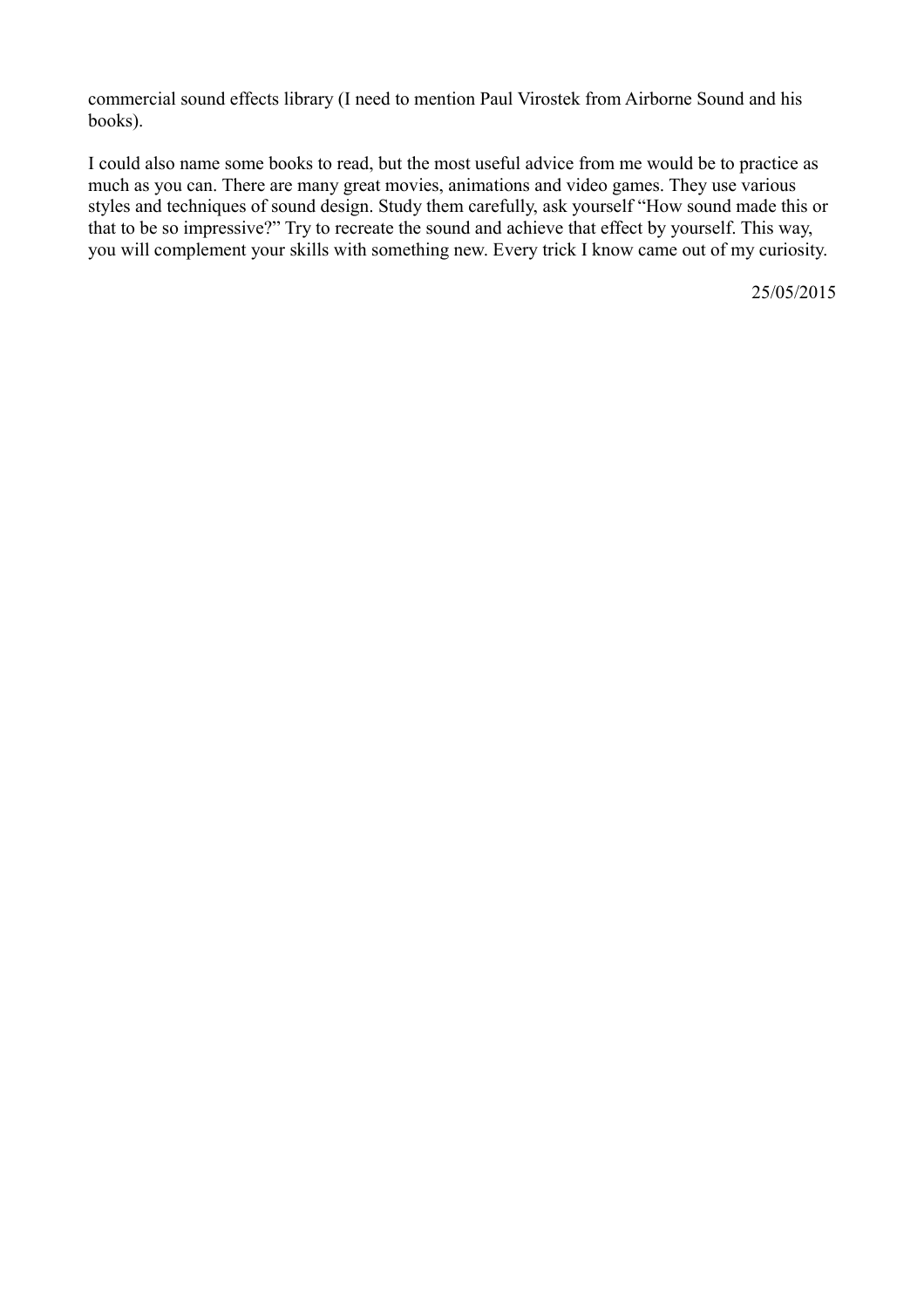commercial sound effects library (I need to mention Paul Virostek from Airborne Sound and his books).

I could also name some books to read, but the most useful advice from me would be to practice as much as you can. There are many great movies, animations and video games. They use various styles and techniques of sound design. Study them carefully, ask yourself "How sound made this or that to be so impressive?" Try to recreate the sound and achieve that effect by yourself. This way, you will complement your skills with something new. Every trick I know came out of my curiosity.

25/05/2015